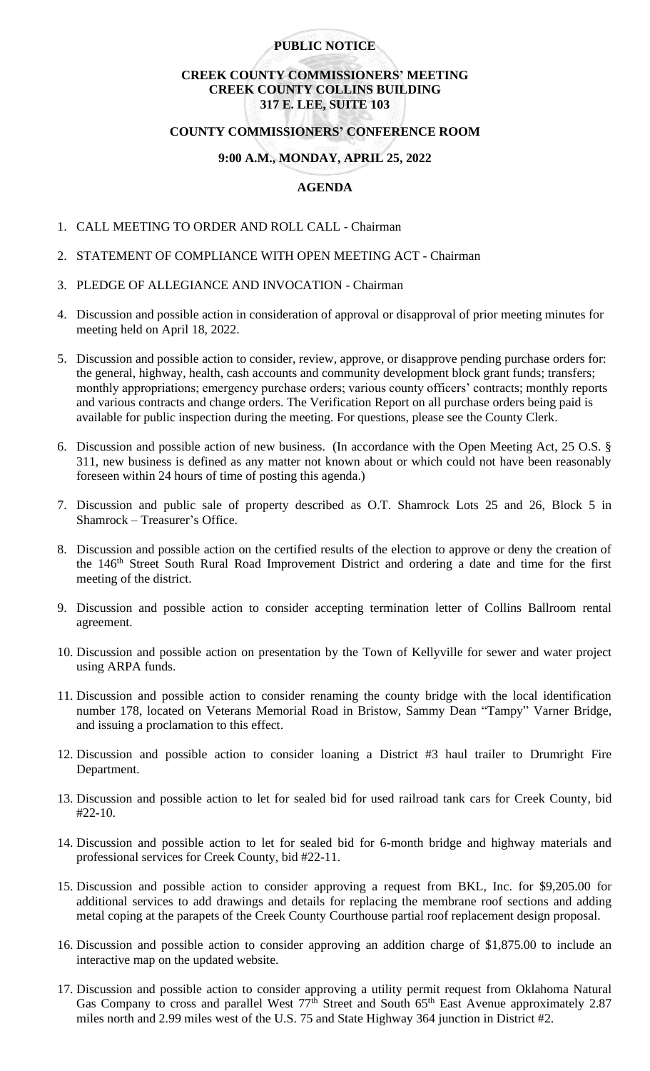# PUBLIC NOTICE

## CREEK COUNTY COMMISSIONERS' MEETING
## CREEK COUNTY COLLINS BUILDING
## 317 E. LEE, SUITE 103

## COUNTY COMMISSIONERS' CONFERENCE ROOM

## 9:00 A.M., MONDAY, APRIL 25, 2022

## AGENDA

1. CALL MEETING TO ORDER AND ROLL CALL - Chairman

2. STATEMENT OF COMPLIANCE WITH OPEN MEETING ACT - Chairman

3. PLEDGE OF ALLEGIANCE AND INVOCATION - Chairman

4. Discussion and possible action in consideration of approval or disapproval of prior meeting minutes for meeting held on April 18, 2022.

5. Discussion and possible action to consider, review, approve, or disapprove pending purchase orders for: the general, highway, health, cash accounts and community development block grant funds; transfers; monthly appropriations; emergency purchase orders; various county officers' contracts; monthly reports and various contracts and change orders. The Verification Report on all purchase orders being paid is available for public inspection during the meeting. For questions, please see the County Clerk.

6. Discussion and possible action of new business. (In accordance with the Open Meeting Act, 25 O.S. § 311, new business is defined as any matter not known about or which could not have been reasonably foreseen within 24 hours of time of posting this agenda.)

7. Discussion and public sale of property described as O.T. Shamrock Lots 25 and 26, Block 5 in Shamrock – Treasurer's Office.

8. Discussion and possible action on the certified results of the election to approve or deny the creation of the 146th Street South Rural Road Improvement District and ordering a date and time for the first meeting of the district.

9. Discussion and possible action to consider accepting termination letter of Collins Ballroom rental agreement.

10. Discussion and possible action on presentation by the Town of Kellyville for sewer and water project using ARPA funds.

11. Discussion and possible action to consider renaming the county bridge with the local identification number 178, located on Veterans Memorial Road in Bristow, Sammy Dean "Tampy" Varner Bridge, and issuing a proclamation to this effect.

12. Discussion and possible action to consider loaning a District #3 haul trailer to Drumright Fire Department.

13. Discussion and possible action to let for sealed bid for used railroad tank cars for Creek County, bid #22-10.

14. Discussion and possible action to let for sealed bid for 6-month bridge and highway materials and professional services for Creek County, bid #22-11.

15. Discussion and possible action to consider approving a request from BKL, Inc. for $9,205.00 for additional services to add drawings and details for replacing the membrane roof sections and adding metal coping at the parapets of the Creek County Courthouse partial roof replacement design proposal.

16. Discussion and possible action to consider approving an addition charge of $1,875.00 to include an interactive map on the updated website.

17. Discussion and possible action to consider approving a utility permit request from Oklahoma Natural Gas Company to cross and parallel West 77th Street and South 65th East Avenue approximately 2.87 miles north and 2.99 miles west of the U.S. 75 and State Highway 364 junction in District #2.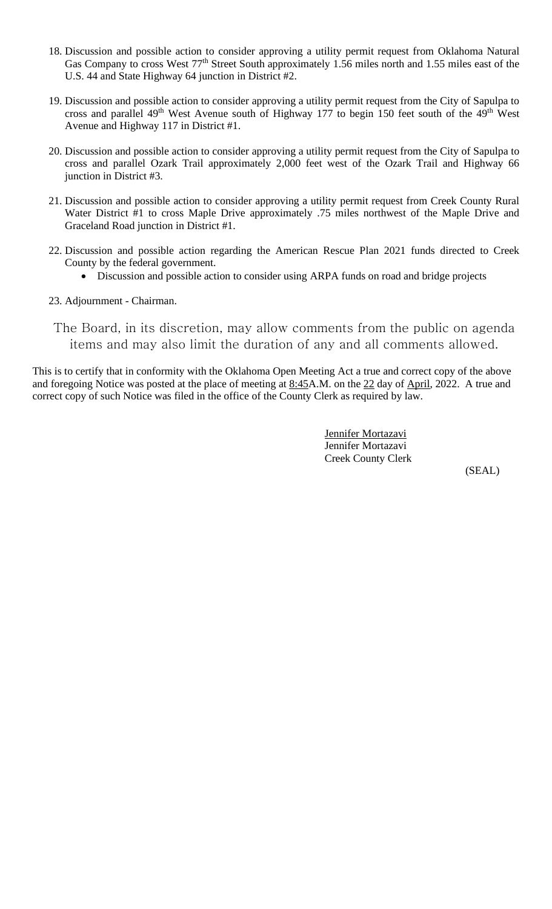18. Discussion and possible action to consider approving a utility permit request from Oklahoma Natural Gas Company to cross West 77th Street South approximately 1.56 miles north and 1.55 miles east of the U.S. 44 and State Highway 64 junction in District #2.

19. Discussion and possible action to consider approving a utility permit request from the City of Sapulpa to cross and parallel 49th West Avenue south of Highway 177 to begin 150 feet south of the 49th West Avenue and Highway 117 in District #1.

20. Discussion and possible action to consider approving a utility permit request from the City of Sapulpa to cross and parallel Ozark Trail approximately 2,000 feet west of the Ozark Trail and Highway 66 junction in District #3.

21. Discussion and possible action to consider approving a utility permit request from Creek County Rural Water District #1 to cross Maple Drive approximately .75 miles northwest of the Maple Drive and Graceland Road junction in District #1.

22. Discussion and possible action regarding the American Rescue Plan 2021 funds directed to Creek County by the federal government.
    - Discussion and possible action to consider using ARPA funds on road and bridge projects

23. Adjournment - Chairman.

The Board, in its discretion, may allow comments from the public on agenda items and may also limit the duration of any and all comments allowed.

This is to certify that in conformity with the Oklahoma Open Meeting Act a true and correct copy of the above and foregoing Notice was posted at the place of meeting at 8:45A.M. on the 22 day of April, 2022. A true and correct copy of such Notice was filed in the office of the County Clerk as required by law.

Jennifer Mortazavi
Jennifer Mortazavi
Creek County Clerk

(SEAL)